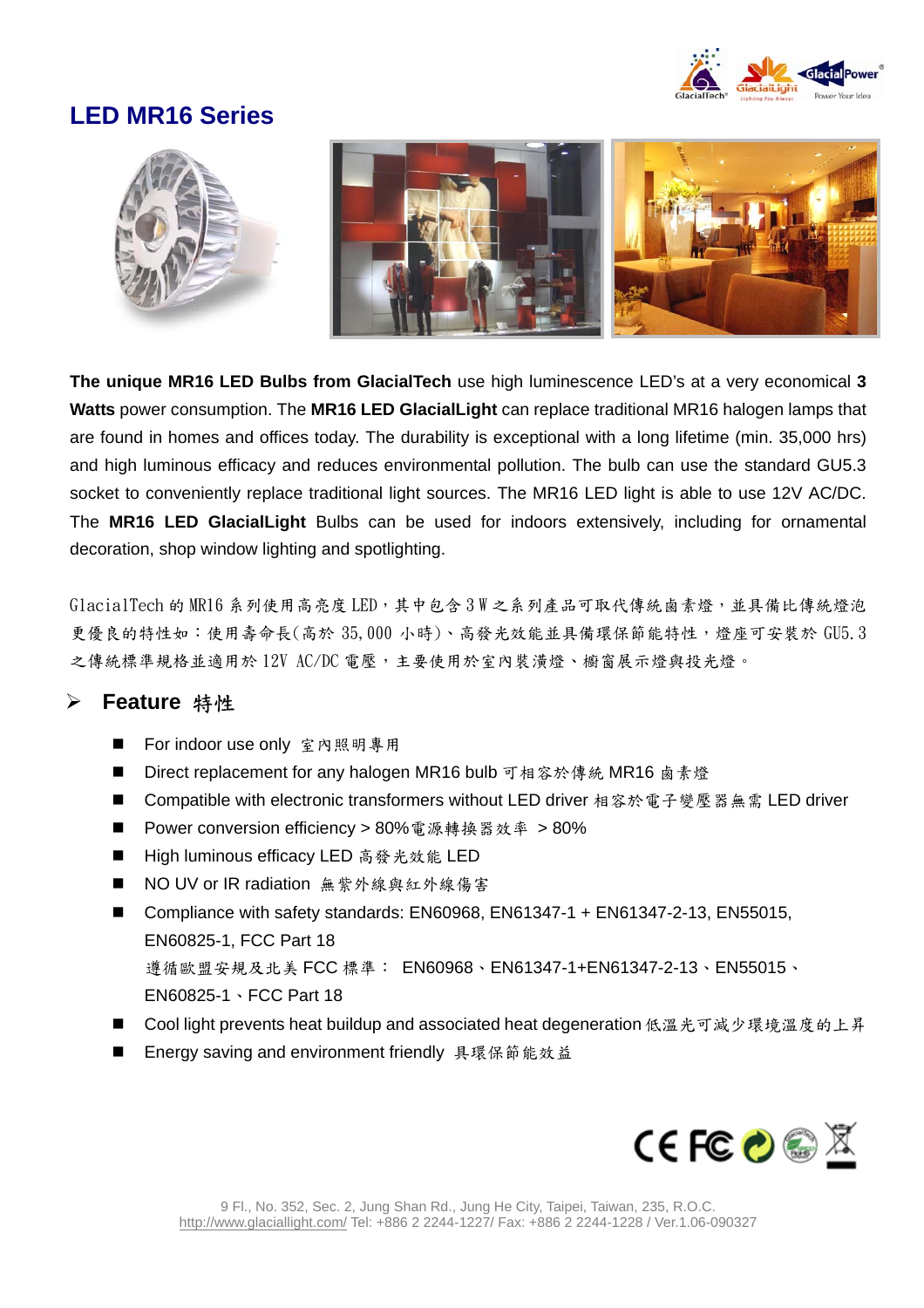# LED MR16 Series

**The unique MR16 LED Bulbs from GlacialTech** use high luminescence LED's at a very economical **3 Watts** power consumption. The **MR16 LED GlacialLight** can replace traditional MR16 halogen lamps that are found in homes and offices today. The durability is exceptional with a long lifetime (min. 35,000 hrs) and high luminous efficacy and reduces environmental pollution. The bulb can use the standard GU5.3 socket to conveniently replace traditional light sources. The MR16 LED light is able to use 12V AC/DC. The **MR16 LED GlacialLight** Bulbs can be used for indoors extensively, including for ornamental decoration, shop window lighting and spotlighting.

GlacialTech 的 MR16 系列使用高亮度 LED，其中包含 3 W 之系列產品可取代傳統鹵素燈，並具備比傳統燈泡更優良的特性如：使用壽命長(高於 35,000 小時)、高發光效能並具備環保節能特性，燈座可安裝於 GU5.3 之傳統標準規格並適用於 12V AC/DC 電壓，主要使用於室內裝潢燈、櫥窗展示燈與投光燈。

## Feature 特性

- For indoor use only 室內照明專用
- Direct replacement for any halogen MR16 bulb 可相容於傳統 MR16 鹵素燈
- Compatible with electronic transformers without LED driver 相容於電子變壓器無需 LED driver
- Power conversion efficiency > 80%電源轉換器效率 > 80%
- High luminous efficacy LED 高發光效能 LED
- NO UV or IR radiation 無紫外線與紅外線傷害
- Compliance with safety standards: EN60968, EN61347-1 + EN61347-2-13, EN55015, EN60825-1, FCC Part 18
  遵循歐盟安規及北美 FCC 標準： EN60968、EN61347-1+EN61347-2-13、EN55015、EN60825-1、FCC Part 18
- Cool light prevents heat buildup and associated heat degeneration 低溫光可減少環境溫度的上昇
- Energy saving and environment friendly 具環保節能效益

9 Fl., No. 352, Sec. 2, Jung Shan Rd., Jung He City, Taipei, Taiwan, 235, R.O.C.
http://www.glaciallight.com/ Tel: +886 2 2244-1227/ Fax: +886 2 2244-1228 / Ver.1.06-090327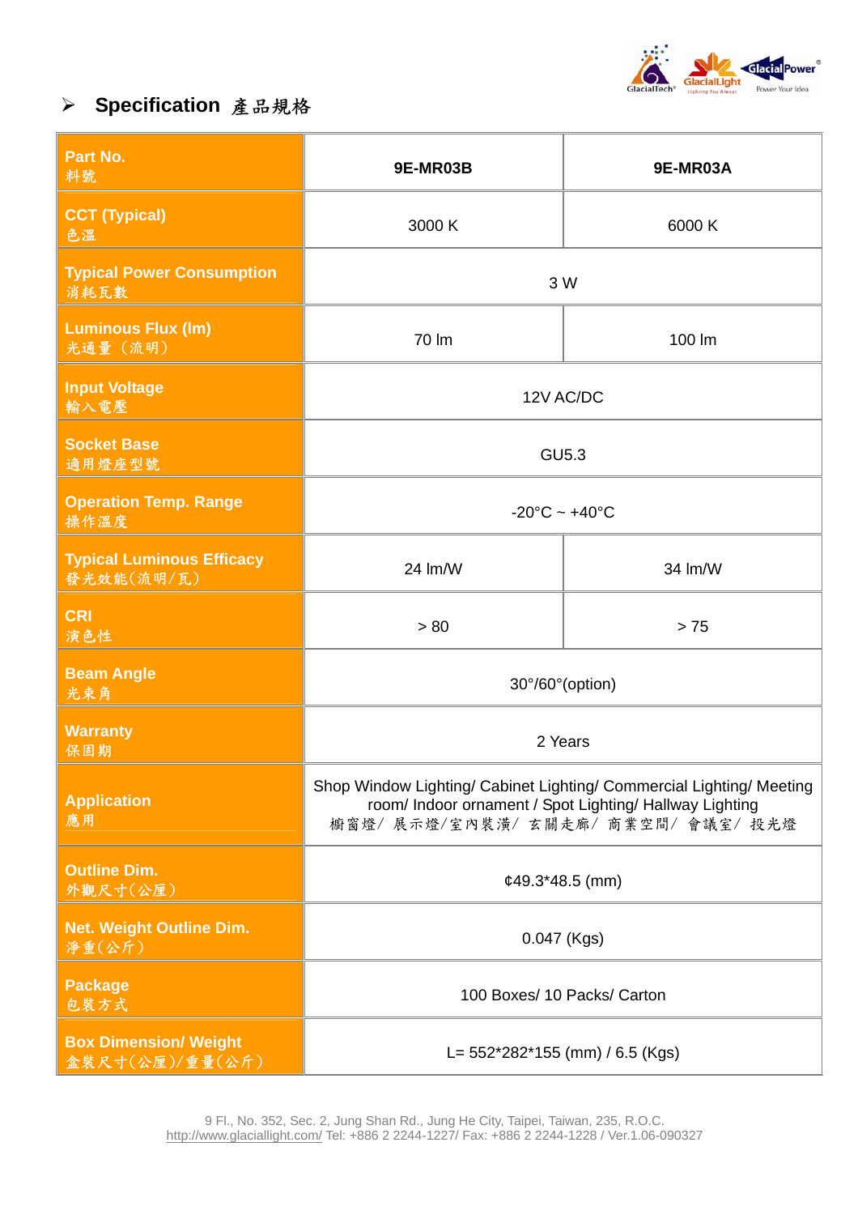## ➢ Specification 產品規格

| Part No. 料號 | 9E-MR03B | 9E-MR03A |
|---|---|---|
| CCT (Typical) 色溫 | 3000 K | 6000 K |
| Typical Power Consumption 消耗瓦數 | 3 W | |
| Luminous Flux (lm) 光通量（流明） | 70 lm | 100 lm |
| Input Voltage 輸入電壓 | 12V AC/DC | |
| Socket Base 適用燈座型號 | GU5.3 | |
| Operation Temp. Range 操作溫度 | -20°C ~ +40°C | |
| Typical Luminous Efficacy 發光效能(流明/瓦) | 24 lm/W | 34 lm/W |
| CRI 演色性 | > 80 | > 75 |
| Beam Angle 光束角 | 30°/60°(option) | |
| Warranty 保固期 | 2 Years | |
| Application 應用 | Shop Window Lighting/ Cabinet Lighting/ Commercial Lighting/ Meeting room/ Indoor ornament / Spot Lighting/ Hallway Lighting 櫥窗燈/ 展示燈/室內裝潢/ 玄關走廊/ 商業空間/ 會議室/ 投光燈 | |
| Outline Dim. 外觀尺寸(公厘) | ¢49.3*48.5 (mm) | |
| Net. Weight Outline Dim. 淨重(公斤) | 0.047 (Kgs) | |
| Package 包裝方式 | 100 Boxes/ 10 Packs/ Carton | |
| Box Dimension/ Weight 盒裝尺寸(公厘)/重量(公斤) | L= 552*282*155 (mm) / 6.5 (Kgs) | |

9 Fl., No. 352, Sec. 2, Jung Shan Rd., Jung He City, Taipei, Taiwan, 235, R.O.C.
http://www.glaciallight.com/ Tel: +886 2 2244-1227/ Fax: +886 2 2244-1228 / Ver.1.06-090327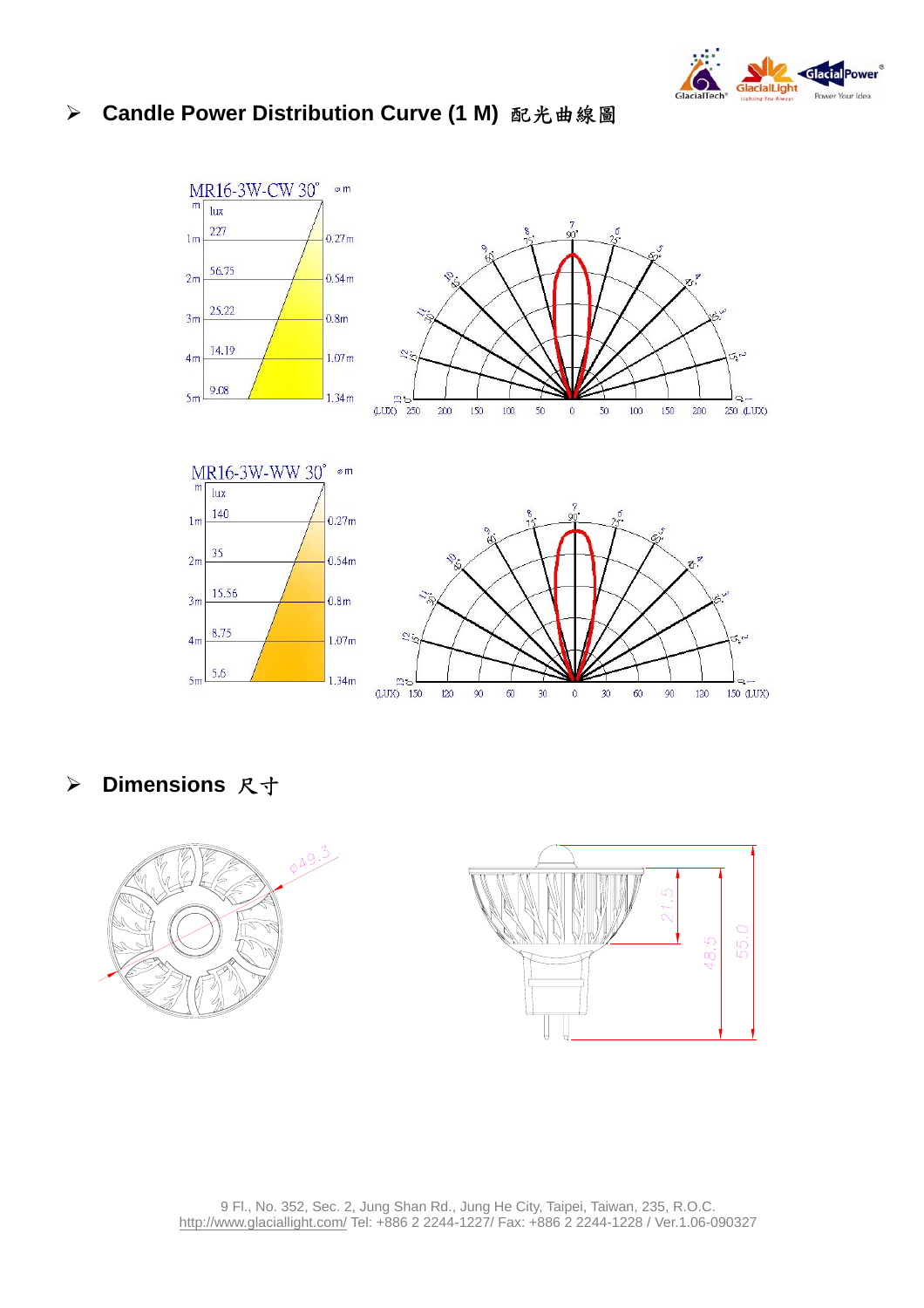## ➢ Candle Power Distribution Curve (1 M) 配光曲線圖

MR16-3W-CW 30°

| m | lux | φm |
|---|---|---|
| 1m | 227 | 0.27m |
| 2m | 56.75 | 0.54m |
| 3m | 25.22 | 0.8m |
| 4m | 14.19 | 1.07m |
| 5m | 9.08 | 1.34m |

MR16-3W-WW 30°

| m | lux | φm |
|---|---|---|
| 1m | 140 | 0.27m |
| 2m | 35 | 0.54m |
| 3m | 15.56 | 0.8m |
| 4m | 8.75 | 1.07m |
| 5m | 5.6 | 1.34m |

## ➢ Dimensions 尺寸

φ49.3

21.5

48.5

55.0

9 Fl., No. 352, Sec. 2, Jung Shan Rd., Jung He City, Taipei, Taiwan, 235, R.O.C.
http://www.glaciallight.com/ Tel: +886 2 2244-1227/ Fax: +886 2 2244-1228 / Ver.1.06-090327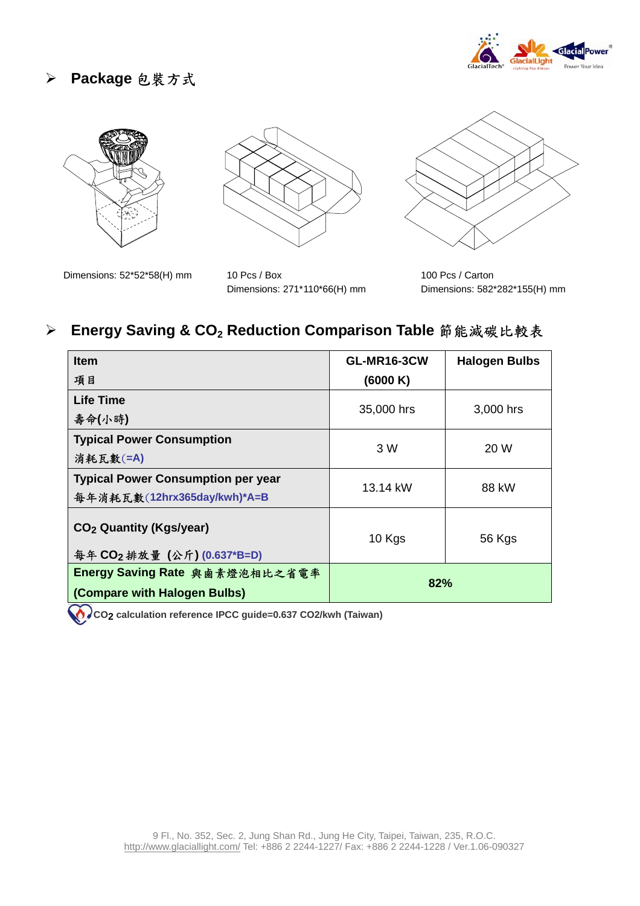## Package 包裝方式

Dimensions: 52*52*58(H) mm

10 Pcs / Box
Dimensions: 271*110*66(H) mm

100 Pcs / Carton
Dimensions: 582*282*155(H) mm

## Energy Saving & $CO_2$ Reduction Comparison Table 節能減碳比較表

| **Item** 項目 | **GL-MR16-3CW (6000 K)** | **Halogen Bulbs** |
|---|---|---|
| **Life Time** 壽命(小時) | 35,000 hrs | 3,000 hrs |
| **Typical Power Consumption** 消耗瓦數(=A) | 3 W | 20 W |
| **Typical Power Consumption per year** 每年消耗瓦數(12hrx365day/kwh)*A=B | 13.14 kW | 88 kW |
| **$CO_2$ Quantity (Kgs/year)** 每年 $CO_2$ 排放量 (公斤) (0.637*B=D) | 10 Kgs | 56 Kgs |
| **Energy Saving Rate** 與鹵素燈泡相比之省電率 **(Compare with Halogen Bulbs)** | **82%** | |

**$CO_2$ calculation reference IPCC guide=0.637 CO2/kwh (Taiwan)**

9 Fl., No. 352, Sec. 2, Jung Shan Rd., Jung He City, Taipei, Taiwan, 235, R.O.C.
http://www.glaciallight.com/ Tel: +886 2 2244-1227/ Fax: +886 2 2244-1228 / Ver.1.06-090327